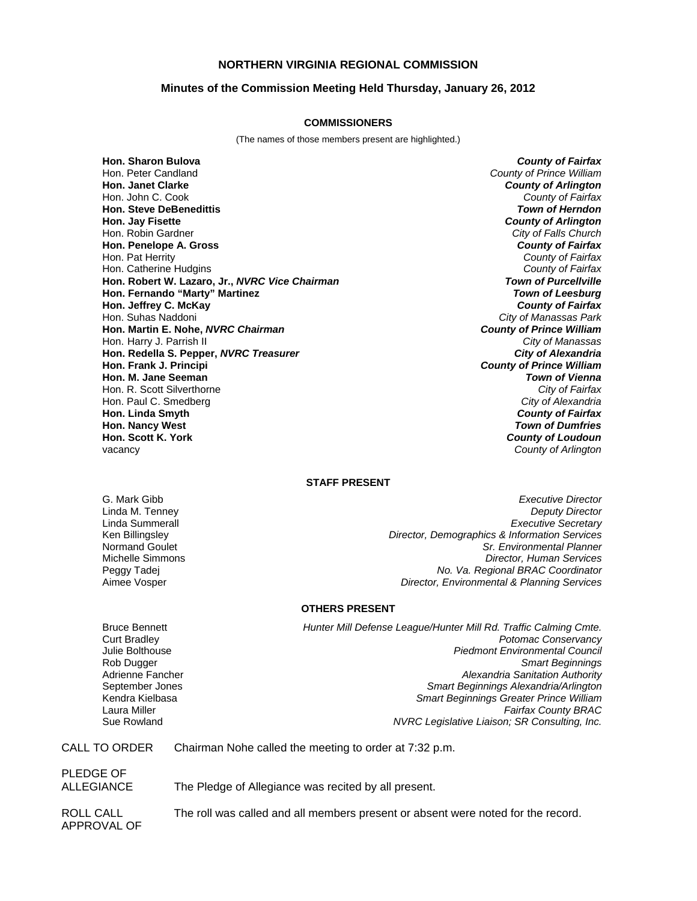# NORTHERN VIRGINIA REGIONAL COMMISSION

## Minutes of the Commission Meeting Held Thursday, January 26, 2012

### COMMISSIONERS

(The names of those members present are highlighted.)

| | |
|---|---|
| **Hon. Sharon Bulova** | ***County of Fairfax*** |
| Hon. Peter Candland | *County of Prince William* |
| **Hon. Janet Clarke** | ***County of Arlington*** |
| Hon. John C. Cook | *County of Fairfax* |
| **Hon. Steve DeBenedittis** | ***Town of Herndon*** |
| **Hon. Jay Fisette** | ***County of Arlington*** |
| Hon. Robin Gardner | *City of Falls Church* |
| **Hon. Penelope A. Gross** | ***County of Fairfax*** |
| Hon. Pat Herrity | *County of Fairfax* |
| Hon. Catherine Hudgins | *County of Fairfax* |
| **Hon. Robert W. Lazaro, Jr., *NVRC Vice Chairman*** | ***Town of Purcellville*** |
| **Hon. Fernando "Marty" Martinez** | ***Town of Leesburg*** |
| **Hon. Jeffrey C. McKay** | ***County of Fairfax*** |
| Hon. Suhas Naddoni | *City of Manassas Park* |
| **Hon. Martin E. Nohe, *NVRC Chairman*** | ***County of Prince William*** |
| Hon. Harry J. Parrish II | *City of Manassas* |
| **Hon. Redella S. Pepper, *NVRC Treasurer*** | ***City of Alexandria*** |
| **Hon. Frank J. Principi** | ***County of Prince William*** |
| **Hon. M. Jane Seeman** | ***Town of Vienna*** |
| Hon. R. Scott Silverthorne | *City of Fairfax* |
| Hon. Paul C. Smedberg | *City of Alexandria* |
| **Hon. Linda Smyth** | ***County of Fairfax*** |
| **Hon. Nancy West** | ***Town of Dumfries*** |
| **Hon. Scott K. York** | ***County of Loudoun*** |
| vacancy | *County of Arlington* |

### STAFF PRESENT

| | |
|---|---|
| G. Mark Gibb | *Executive Director* |
| Linda M. Tenney | *Deputy Director* |
| Linda Summerall | *Executive Secretary* |
| Ken Billingsley | *Director, Demographics & Information Services* |
| Normand Goulet | *Sr. Environmental Planner* |
| Michelle Simmons | *Director, Human Services* |
| Peggy Tadej | *No. Va. Regional BRAC Coordinator* |
| Aimee Vosper | *Director, Environmental & Planning Services* |

### OTHERS PRESENT

| | |
|---|---|
| Bruce Bennett | *Hunter Mill Defense League/Hunter Mill Rd. Traffic Calming Cmte.* |
| Curt Bradley | *Potomac Conservancy* |
| Julie Bolthouse | *Piedmont Environmental Council* |
| Rob Dugger | *Smart Beginnings* |
| Adrienne Fancher | *Alexandria Sanitation Authority* |
| September Jones | *Smart Beginnings Alexandria/Arlington* |
| Kendra Kielbasa | *Smart Beginnings Greater Prince William* |
| Laura Miller | *Fairfax County BRAC* |
| Sue Rowland | *NVRC Legislative Liaison; SR Consulting, Inc.* |

CALL TO ORDER — Chairman Nohe called the meeting to order at 7:32 p.m.

PLEDGE OF ALLEGIANCE — The Pledge of Allegiance was recited by all present.

ROLL CALL — The roll was called and all members present or absent were noted for the record.

APPROVAL OF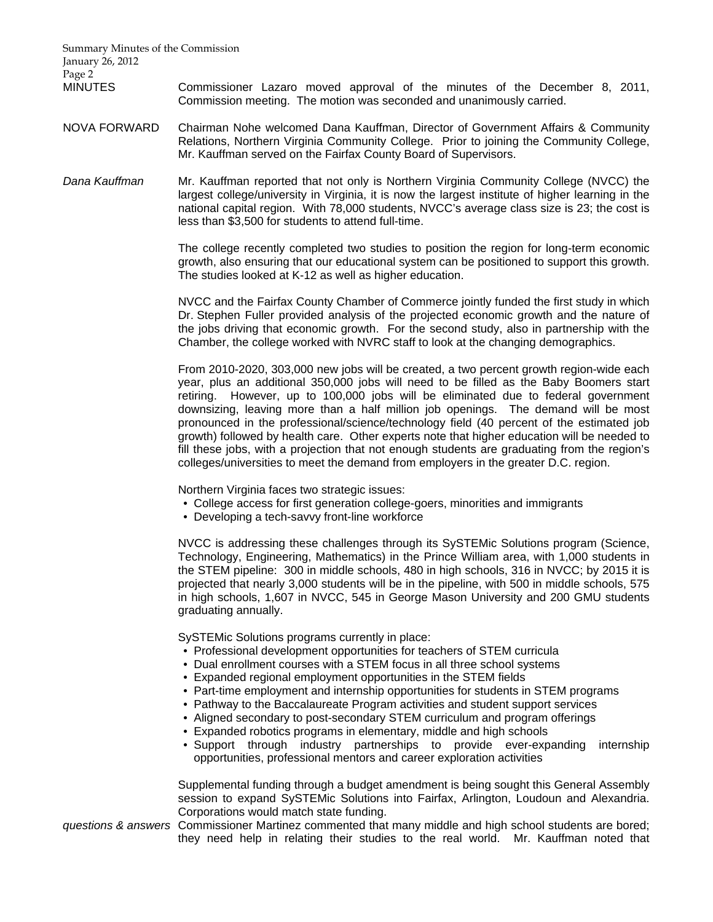MINUTES Commissioner Lazaro moved approval of the minutes of the December 8, 2011, Commission meeting. The motion was seconded and unanimously carried.

NOVA FORWARD Chairman Nohe welcomed Dana Kauffman, Director of Government Affairs & Community Relations, Northern Virginia Community College. Prior to joining the Community College, Mr. Kauffman served on the Fairfax County Board of Supervisors.

*Dana Kauffman* Mr. Kauffman reported that not only is Northern Virginia Community College (NVCC) the largest college/university in Virginia, it is now the largest institute of higher learning in the national capital region. With 78,000 students, NVCC's average class size is 23; the cost is less than $3,500 for students to attend full-time.

The college recently completed two studies to position the region for long-term economic growth, also ensuring that our educational system can be positioned to support this growth. The studies looked at K-12 as well as higher education.

NVCC and the Fairfax County Chamber of Commerce jointly funded the first study in which Dr. Stephen Fuller provided analysis of the projected economic growth and the nature of the jobs driving that economic growth. For the second study, also in partnership with the Chamber, the college worked with NVRC staff to look at the changing demographics.

From 2010-2020, 303,000 new jobs will be created, a two percent growth region-wide each year, plus an additional 350,000 jobs will need to be filled as the Baby Boomers start retiring. However, up to 100,000 jobs will be eliminated due to federal government downsizing, leaving more than a half million job openings. The demand will be most pronounced in the professional/science/technology field (40 percent of the estimated job growth) followed by health care. Other experts note that higher education will be needed to fill these jobs, with a projection that not enough students are graduating from the region's colleges/universities to meet the demand from employers in the greater D.C. region.

Northern Virginia faces two strategic issues:

- College access for first generation college-goers, minorities and immigrants
- Developing a tech-savvy front-line workforce

NVCC is addressing these challenges through its SySTEMic Solutions program (Science, Technology, Engineering, Mathematics) in the Prince William area, with 1,000 students in the STEM pipeline: 300 in middle schools, 480 in high schools, 316 in NVCC; by 2015 it is projected that nearly 3,000 students will be in the pipeline, with 500 in middle schools, 575 in high schools, 1,607 in NVCC, 545 in George Mason University and 200 GMU students graduating annually.

SySTEMic Solutions programs currently in place:

- Professional development opportunities for teachers of STEM curricula
- Dual enrollment courses with a STEM focus in all three school systems
- Expanded regional employment opportunities in the STEM fields
- Part-time employment and internship opportunities for students in STEM programs
- Pathway to the Baccalaureate Program activities and student support services
- Aligned secondary to post-secondary STEM curriculum and program offerings
- Expanded robotics programs in elementary, middle and high schools
- Support through industry partnerships to provide ever-expanding internship opportunities, professional mentors and career exploration activities

Supplemental funding through a budget amendment is being sought this General Assembly session to expand SySTEMic Solutions into Fairfax, Arlington, Loudoun and Alexandria. Corporations would match state funding.

*questions & answers* Commissioner Martinez commented that many middle and high school students are bored; they need help in relating their studies to the real world. Mr. Kauffman noted that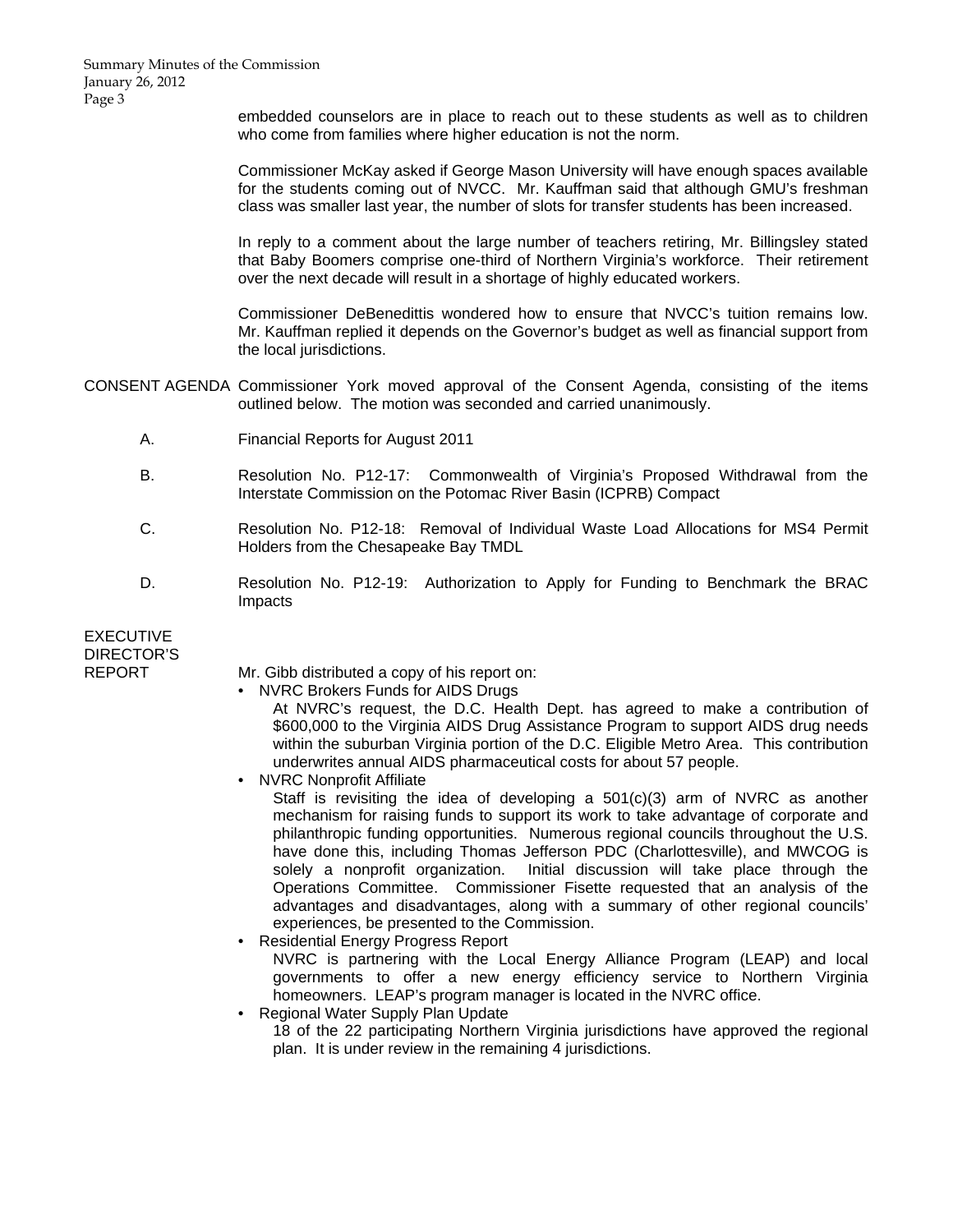embedded counselors are in place to reach out to these students as well as to children who come from families where higher education is not the norm.

Commissioner McKay asked if George Mason University will have enough spaces available for the students coming out of NVCC. Mr. Kauffman said that although GMU's freshman class was smaller last year, the number of slots for transfer students has been increased.

In reply to a comment about the large number of teachers retiring, Mr. Billingsley stated that Baby Boomers comprise one-third of Northern Virginia's workforce. Their retirement over the next decade will result in a shortage of highly educated workers.

Commissioner DeBenedittis wondered how to ensure that NVCC's tuition remains low. Mr. Kauffman replied it depends on the Governor's budget as well as financial support from the local jurisdictions.

**CONSENT AGENDA** Commissioner York moved approval of the Consent Agenda, consisting of the items outlined below. The motion was seconded and carried unanimously.

A. Financial Reports for August 2011

B. Resolution No. P12-17: Commonwealth of Virginia's Proposed Withdrawal from the Interstate Commission on the Potomac River Basin (ICPRB) Compact

C. Resolution No. P12-18: Removal of Individual Waste Load Allocations for MS4 Permit Holders from the Chesapeake Bay TMDL

D. Resolution No. P12-19: Authorization to Apply for Funding to Benchmark the BRAC Impacts

**EXECUTIVE DIRECTOR'S REPORT**

Mr. Gibb distributed a copy of his report on:

- NVRC Brokers Funds for AIDS Drugs
  At NVRC's request, the D.C. Health Dept. has agreed to make a contribution of $600,000 to the Virginia AIDS Drug Assistance Program to support AIDS drug needs within the suburban Virginia portion of the D.C. Eligible Metro Area. This contribution underwrites annual AIDS pharmaceutical costs for about 57 people.
- NVRC Nonprofit Affiliate
  Staff is revisiting the idea of developing a 501(c)(3) arm of NVRC as another mechanism for raising funds to support its work to take advantage of corporate and philanthropic funding opportunities. Numerous regional councils throughout the U.S. have done this, including Thomas Jefferson PDC (Charlottesville), and MWCOG is solely a nonprofit organization. Initial discussion will take place through the Operations Committee. Commissioner Fisette requested that an analysis of the advantages and disadvantages, along with a summary of other regional councils' experiences, be presented to the Commission.
- Residential Energy Progress Report
  NVRC is partnering with the Local Energy Alliance Program (LEAP) and local governments to offer a new energy efficiency service to Northern Virginia homeowners. LEAP's program manager is located in the NVRC office.
- Regional Water Supply Plan Update
  18 of the 22 participating Northern Virginia jurisdictions have approved the regional plan. It is under review in the remaining 4 jurisdictions.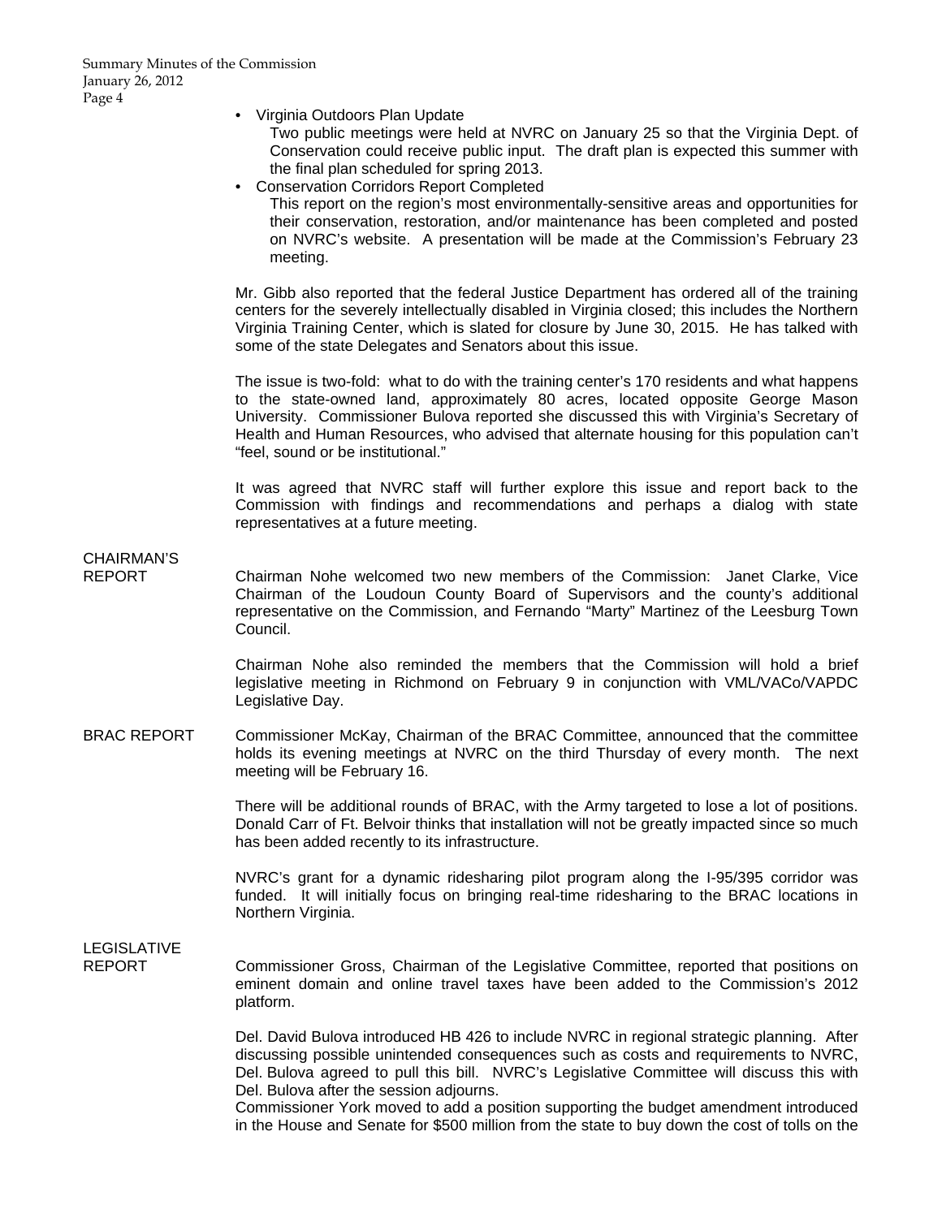- Virginia Outdoors Plan Update
  Two public meetings were held at NVRC on January 25 so that the Virginia Dept. of Conservation could receive public input. The draft plan is expected this summer with the final plan scheduled for spring 2013.
- Conservation Corridors Report Completed
  This report on the region's most environmentally-sensitive areas and opportunities for their conservation, restoration, and/or maintenance has been completed and posted on NVRC's website. A presentation will be made at the Commission's February 23 meeting.

Mr. Gibb also reported that the federal Justice Department has ordered all of the training centers for the severely intellectually disabled in Virginia closed; this includes the Northern Virginia Training Center, which is slated for closure by June 30, 2015. He has talked with some of the state Delegates and Senators about this issue.

The issue is two-fold: what to do with the training center's 170 residents and what happens to the state-owned land, approximately 80 acres, located opposite George Mason University. Commissioner Bulova reported she discussed this with Virginia's Secretary of Health and Human Resources, who advised that alternate housing for this population can't "feel, sound or be institutional."

It was agreed that NVRC staff will further explore this issue and report back to the Commission with findings and recommendations and perhaps a dialog with state representatives at a future meeting.

**CHAIRMAN'S REPORT**

Chairman Nohe welcomed two new members of the Commission: Janet Clarke, Vice Chairman of the Loudoun County Board of Supervisors and the county's additional representative on the Commission, and Fernando "Marty" Martinez of the Leesburg Town Council.

Chairman Nohe also reminded the members that the Commission will hold a brief legislative meeting in Richmond on February 9 in conjunction with VML/VACo/VAPDC Legislative Day.

**BRAC REPORT**

Commissioner McKay, Chairman of the BRAC Committee, announced that the committee holds its evening meetings at NVRC on the third Thursday of every month. The next meeting will be February 16.

There will be additional rounds of BRAC, with the Army targeted to lose a lot of positions. Donald Carr of Ft. Belvoir thinks that installation will not be greatly impacted since so much has been added recently to its infrastructure.

NVRC's grant for a dynamic ridesharing pilot program along the I-95/395 corridor was funded. It will initially focus on bringing real-time ridesharing to the BRAC locations in Northern Virginia.

**LEGISLATIVE REPORT**

Commissioner Gross, Chairman of the Legislative Committee, reported that positions on eminent domain and online travel taxes have been added to the Commission's 2012 platform.

Del. David Bulova introduced HB 426 to include NVRC in regional strategic planning. After discussing possible unintended consequences such as costs and requirements to NVRC, Del. Bulova agreed to pull this bill. NVRC's Legislative Committee will discuss this with Del. Bulova after the session adjourns.
Commissioner York moved to add a position supporting the budget amendment introduced in the House and Senate for $500 million from the state to buy down the cost of tolls on the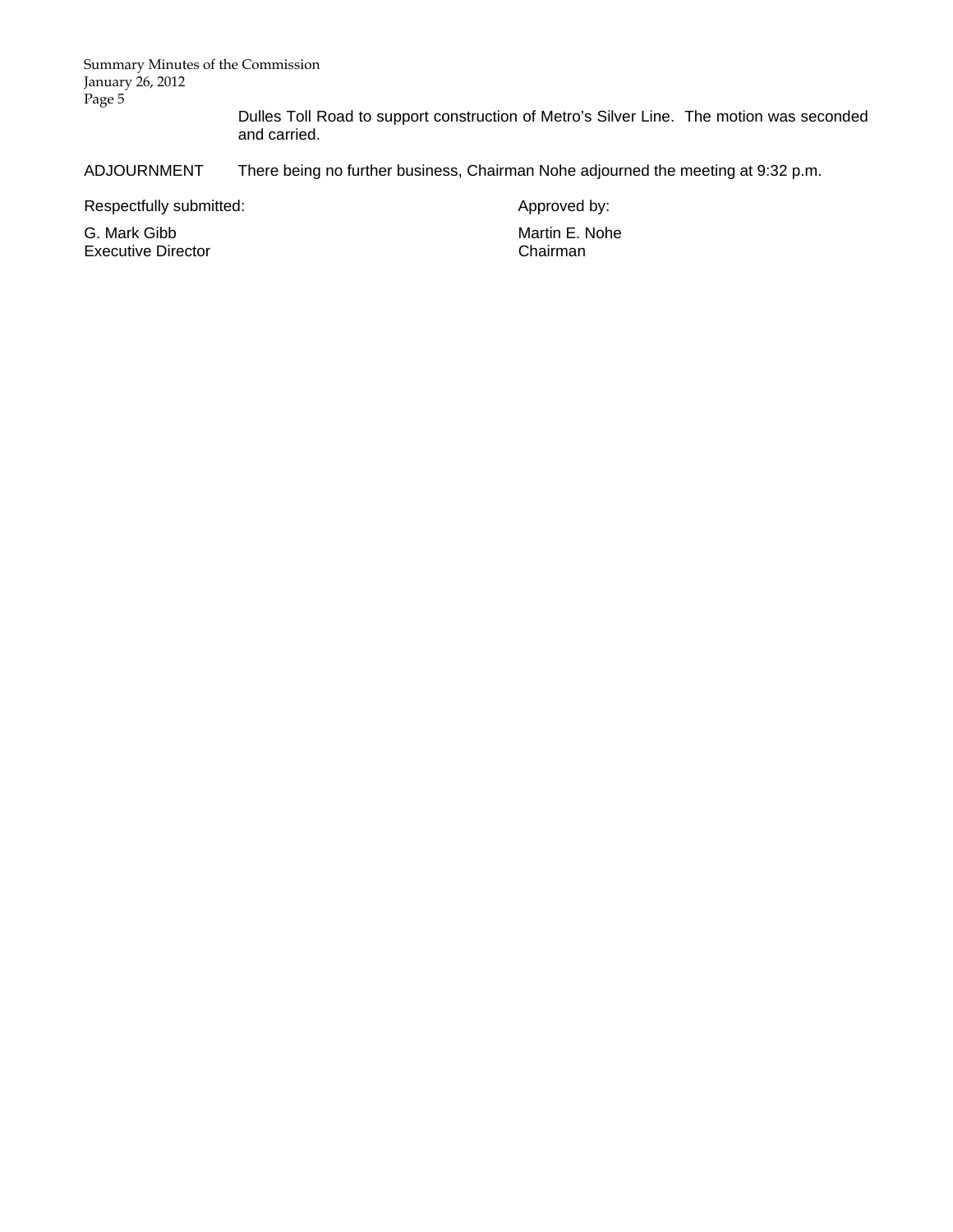Dulles Toll Road to support construction of Metro's Silver Line. The motion was seconded and carried.

ADJOURNMENT There being no further business, Chairman Nohe adjourned the meeting at 9:32 p.m.

Respectfully submitted:

G. Mark Gibb
Executive Director

Approved by:

Martin E. Nohe
Chairman